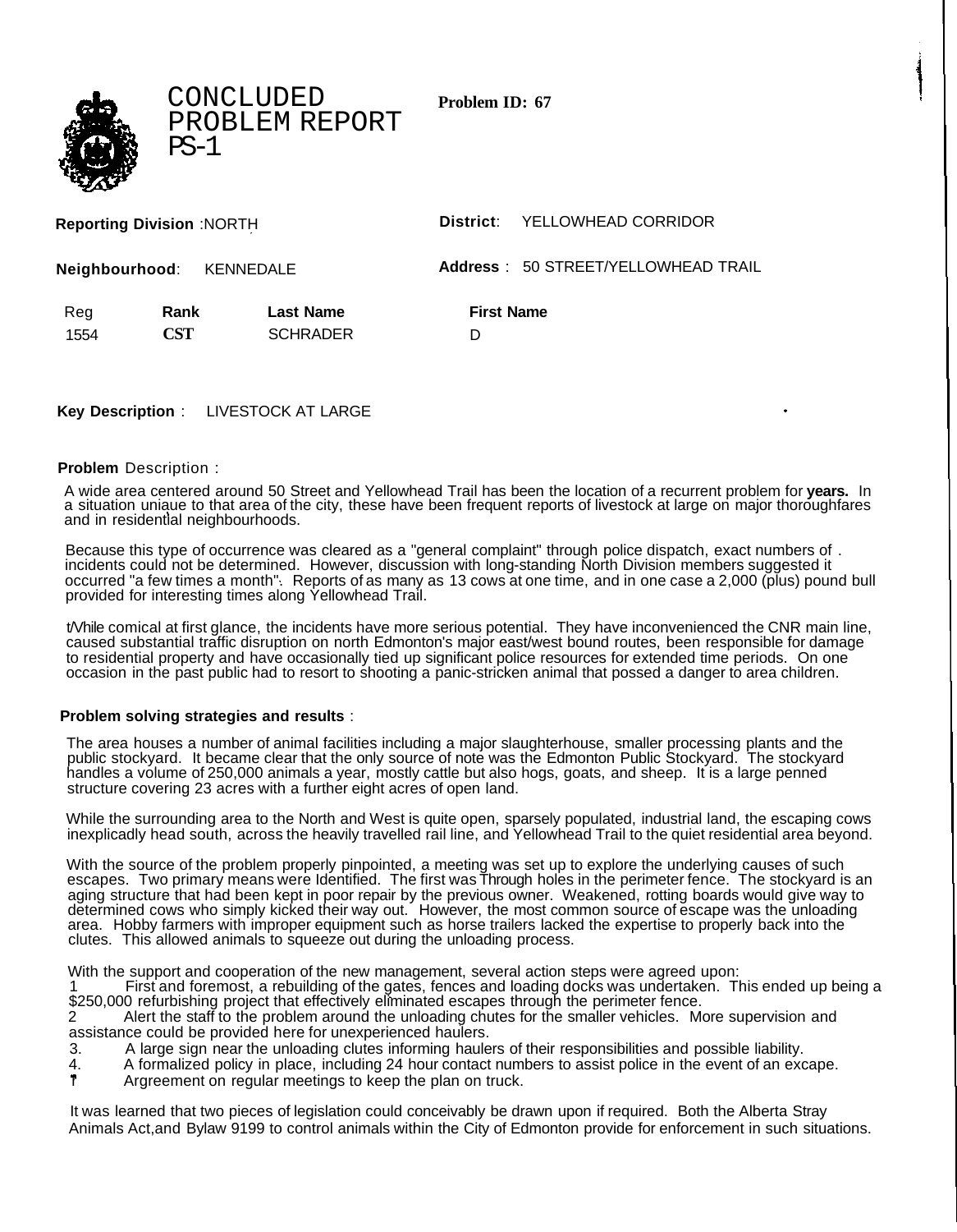# CONCLUDED PROBLEM REPORT PS-1

**Problem ID: 67**

**Reporting Division** : NORTH

**District**: YELLOWHEAD CORRIDOR

**Neighbourhood**: KENNEDALE

**Address** : 50 STREET/YELLOWHEAD TRAIL

| Reg | Rank | Last Name | First Name |
|---|---|---|---|
| 1554 | **CST** | SCHRADER | D |

**Key Description** : LIVESTOCK AT LARGE

**Problem** Description :

A wide area centered around 50 Street and Yellowhead Trail has been the location of a recurrent problem for **years.** In a situation uniaue to that area of the city, these have been frequent reports of livestock at large on major thoroughfares and in residential neighbourhoods.

Because this type of occurrence was cleared as a "general complaint" through police dispatch, exact numbers of . incidents could not be determined. However, discussion with long-standing North Division members suggested it occurred "a few times a month". Reports of as many as 13 cows at one time, and in one case a 2,000 (plus) pound bull provided for interesting times along Yellowhead Trail.

While comical at first glance, the incidents have more serious potential. They have inconvenienced the CNR main line, caused substantial traffic disruption on north Edmonton's major east/west bound routes, been responsible for damage to residential property and have occasionally tied up significant police resources for extended time periods. On one occasion in the past public had to resort to shooting a panic-stricken animal that possed a danger to area children.

**Problem solving strategies and results** :

The area houses a number of animal facilities including a major slaughterhouse, smaller processing plants and the public stockyard. It became clear that the only source of note was the Edmonton Public Stockyard. The stockyard handles a volume of 250,000 animals a year, mostly cattle but also hogs, goats, and sheep. It is a large penned structure covering 23 acres with a further eight acres of open land.

While the surrounding area to the North and West is quite open, sparsely populated, industrial land, the escaping cows inexplicadly head south, across the heavily travelled rail line, and Yellowhead Trail to the quiet residential area beyond.

With the source of the problem properly pinpointed, a meeting was set up to explore the underlying causes of such escapes. Two primary means were Identified. The first was Through holes in the perimeter fence. The stockyard is an aging structure that had been kept in poor repair by the previous owner. Weakened, rotting boards would give way to determined cows who simply kicked their way out. However, the most common source of escape was the unloading area. Hobby farmers with improper equipment such as horse trailers lacked the expertise to properly back into the clutes. This allowed animals to squeeze out during the unloading process.

With the support and cooperation of the new management, several action steps were agreed upon:

1. First and foremost, a rebuilding of the gates, fences and loading docks was undertaken. This ended up being a $250,000 refurbishing project that effectively eliminated escapes through the perimeter fence.
2. Alert the staff to the problem around the unloading chutes for the smaller vehicles. More supervision and assistance could be provided here for unexperienced haulers.
3. A large sign near the unloading clutes informing haulers of their responsibilities and possible liability.
4. A formalized policy in place, including 24 hour contact numbers to assist police in the event of an excape.
5. Argreement on regular meetings to keep the plan on truck.

It was learned that two pieces of legislation could conceivably be drawn upon if required. Both the Alberta Stray Animals Act,and Bylaw 9199 to control animals within the City of Edmonton provide for enforcement in such situations.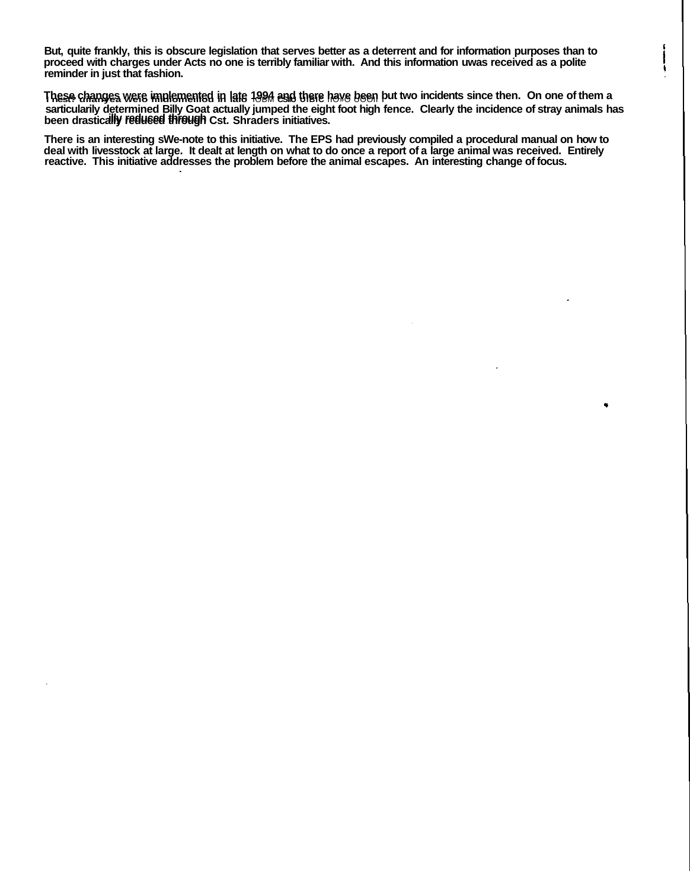**But, quite frankly, this is obscure legislation that serves better as a deterrent and for information purposes than to proceed with charges under Acts no one is terribly familiar with. And this information uwas received as a polite reminder in just that fashion.**

**These changes were implemented in late 1994 and there have been but two incidents since then. On one of them a sarticularily determined Billy Goat actually jumped the eight foot high fence. Clearly the incidence of stray animals has been drastically reduced through Cst. Shraders initiatives.**

**There is an interesting sWe-note to this initiative. The EPS had previously compiled a procedural manual on how to deal with livesstock at large. It dealt at length on what to do once a report of a large animal was received. Entirely reactive. This initiative addresses the problem before the animal escapes. An interesting change of focus.**